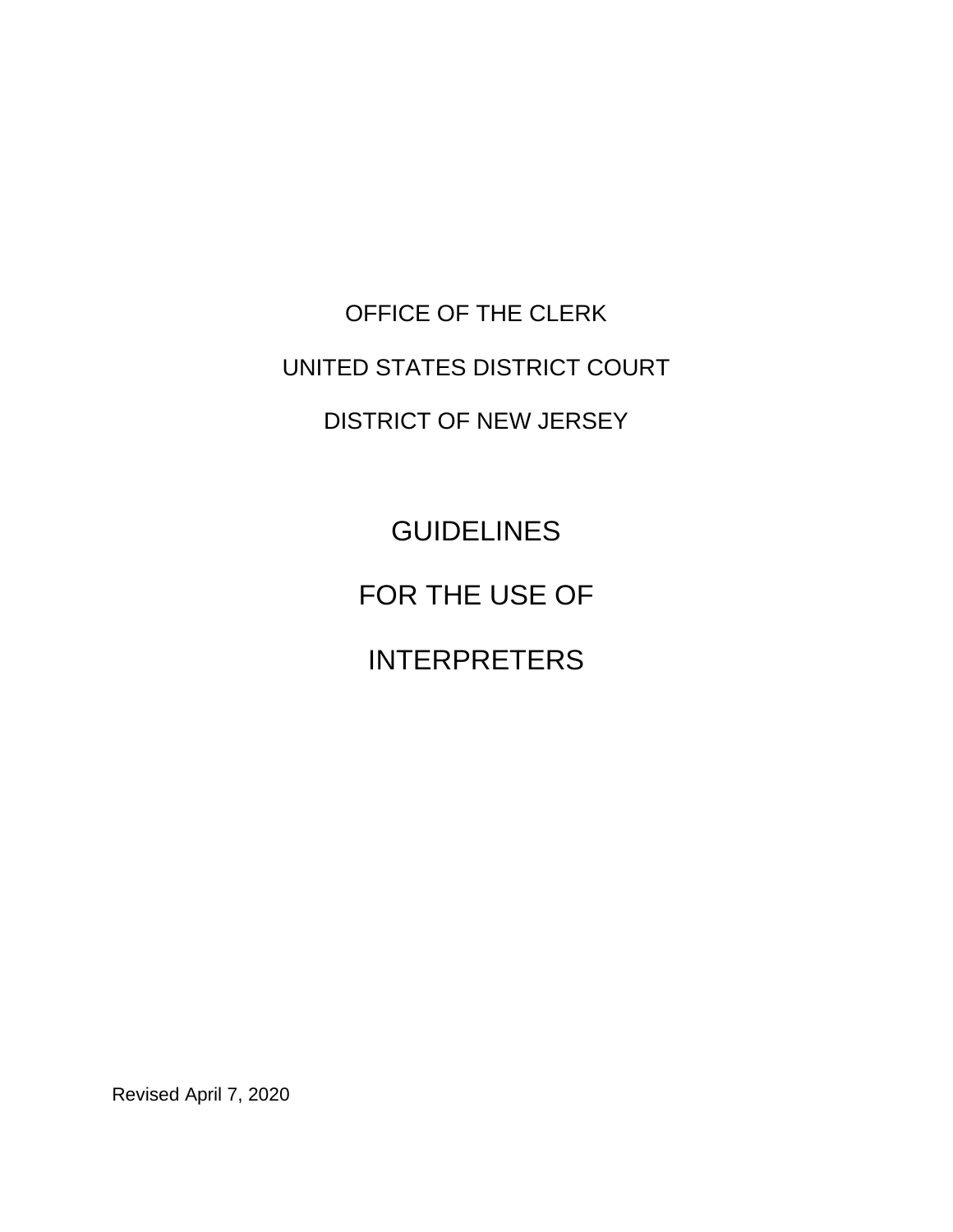OFFICE OF THE CLERK

UNITED STATES DISTRICT COURT

DISTRICT OF NEW JERSEY

# GUIDELINES

# FOR THE USE OF

# INTERPRETERS

Revised April 7, 2020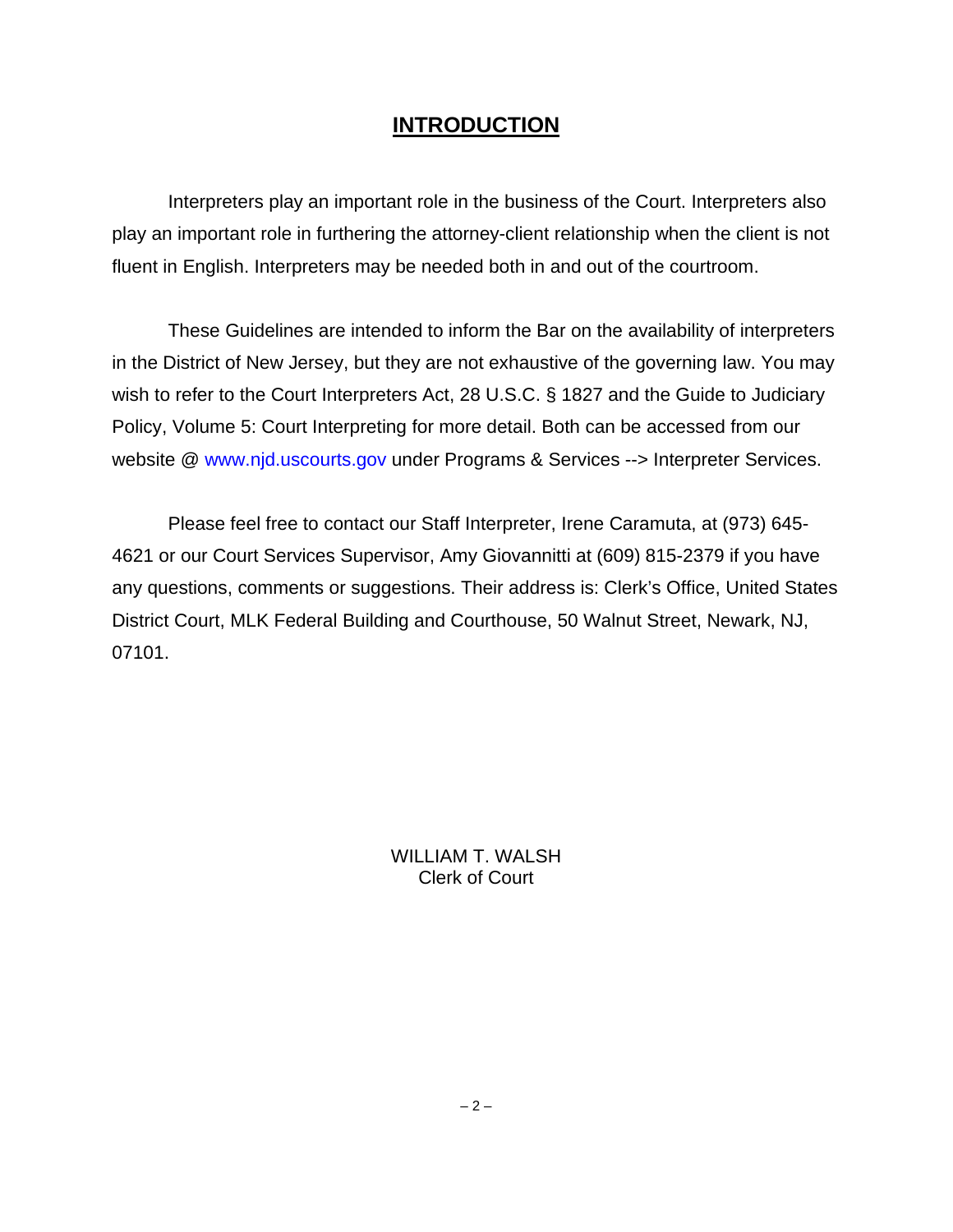# INTRODUCTION

Interpreters play an important role in the business of the Court. Interpreters also play an important role in furthering the attorney-client relationship when the client is not fluent in English. Interpreters may be needed both in and out of the courtroom.

These Guidelines are intended to inform the Bar on the availability of interpreters in the District of New Jersey, but they are not exhaustive of the governing law. You may wish to refer to the Court Interpreters Act, 28 U.S.C. § 1827 and the Guide to Judiciary Policy, Volume 5: Court Interpreting for more detail. Both can be accessed from our website @ www.njd.uscourts.gov under Programs & Services --> Interpreter Services.

Please feel free to contact our Staff Interpreter, Irene Caramuta, at (973) 645-4621 or our Court Services Supervisor, Amy Giovannitti at (609) 815-2379 if you have any questions, comments or suggestions. Their address is: Clerk's Office, United States District Court, MLK Federal Building and Courthouse, 50 Walnut Street, Newark, NJ, 07101.

WILLIAM T. WALSH
Clerk of Court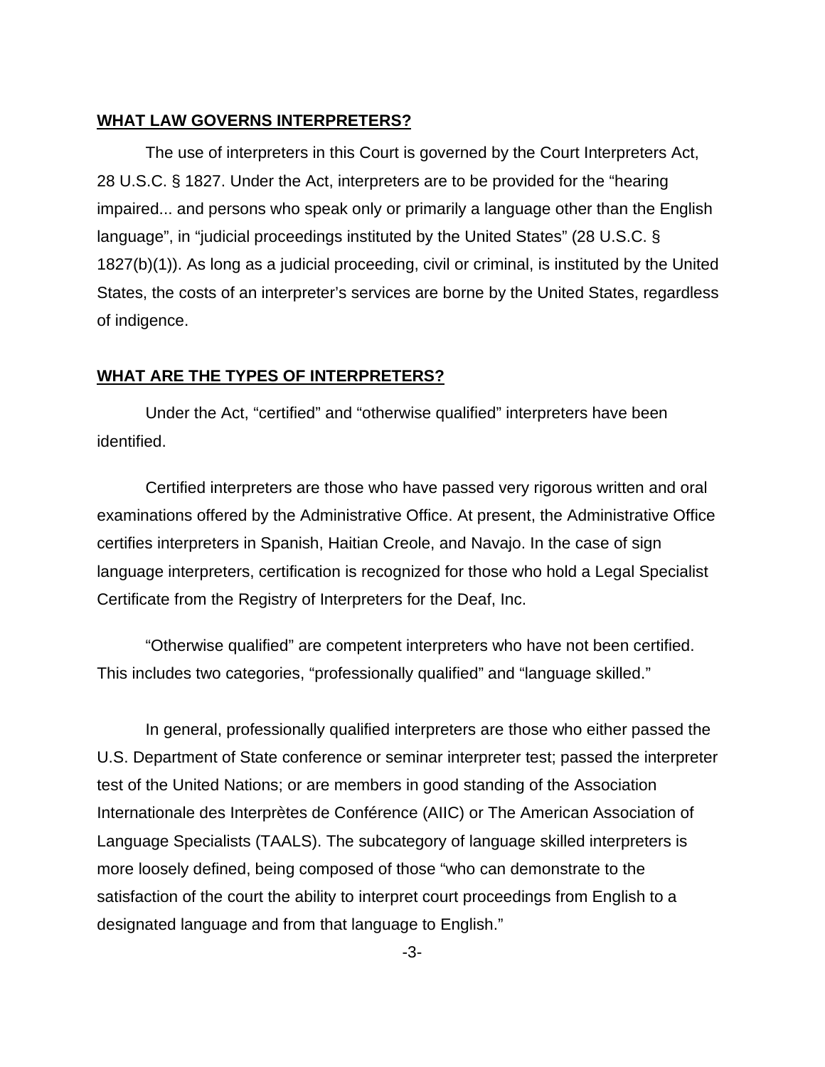**WHAT LAW GOVERNS INTERPRETERS?**

The use of interpreters in this Court is governed by the Court Interpreters Act, 28 U.S.C. § 1827. Under the Act, interpreters are to be provided for the “hearing impaired... and persons who speak only or primarily a language other than the English language”, in “judicial proceedings instituted by the United States” (28 U.S.C. § 1827(b)(1)). As long as a judicial proceeding, civil or criminal, is instituted by the United States, the costs of an interpreter’s services are borne by the United States, regardless of indigence.

**WHAT ARE THE TYPES OF INTERPRETERS?**

Under the Act, “certified” and “otherwise qualified” interpreters have been identified.

Certified interpreters are those who have passed very rigorous written and oral examinations offered by the Administrative Office. At present, the Administrative Office certifies interpreters in Spanish, Haitian Creole, and Navajo. In the case of sign language interpreters, certification is recognized for those who hold a Legal Specialist Certificate from the Registry of Interpreters for the Deaf, Inc.

“Otherwise qualified” are competent interpreters who have not been certified. This includes two categories, “professionally qualified” and “language skilled.”

In general, professionally qualified interpreters are those who either passed the U.S. Department of State conference or seminar interpreter test; passed the interpreter test of the United Nations; or are members in good standing of the Association Internationale des Interprètes de Conférence (AIIC) or The American Association of Language Specialists (TAALS). The subcategory of language skilled interpreters is more loosely defined, being composed of those “who can demonstrate to the satisfaction of the court the ability to interpret court proceedings from English to a designated language and from that language to English.”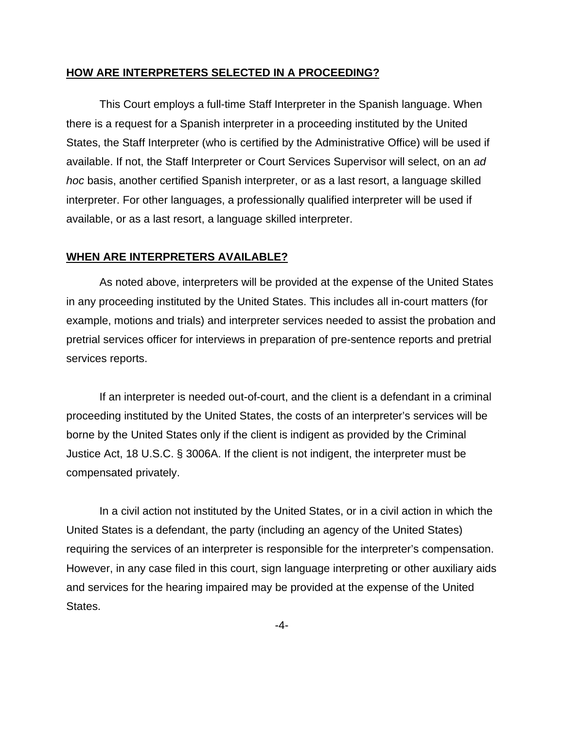## HOW ARE INTERPRETERS SELECTED IN A PROCEEDING?

This Court employs a full-time Staff Interpreter in the Spanish language. When there is a request for a Spanish interpreter in a proceeding instituted by the United States, the Staff Interpreter (who is certified by the Administrative Office) will be used if available. If not, the Staff Interpreter or Court Services Supervisor will select, on an *ad hoc* basis, another certified Spanish interpreter, or as a last resort, a language skilled interpreter. For other languages, a professionally qualified interpreter will be used if available, or as a last resort, a language skilled interpreter.

## WHEN ARE INTERPRETERS AVAILABLE?

As noted above, interpreters will be provided at the expense of the United States in any proceeding instituted by the United States. This includes all in-court matters (for example, motions and trials) and interpreter services needed to assist the probation and pretrial services officer for interviews in preparation of pre-sentence reports and pretrial services reports.

If an interpreter is needed out-of-court, and the client is a defendant in a criminal proceeding instituted by the United States, the costs of an interpreter's services will be borne by the United States only if the client is indigent as provided by the Criminal Justice Act, 18 U.S.C. § 3006A. If the client is not indigent, the interpreter must be compensated privately.

In a civil action not instituted by the United States, or in a civil action in which the United States is a defendant, the party (including an agency of the United States) requiring the services of an interpreter is responsible for the interpreter's compensation. However, in any case filed in this court, sign language interpreting or other auxiliary aids and services for the hearing impaired may be provided at the expense of the United States.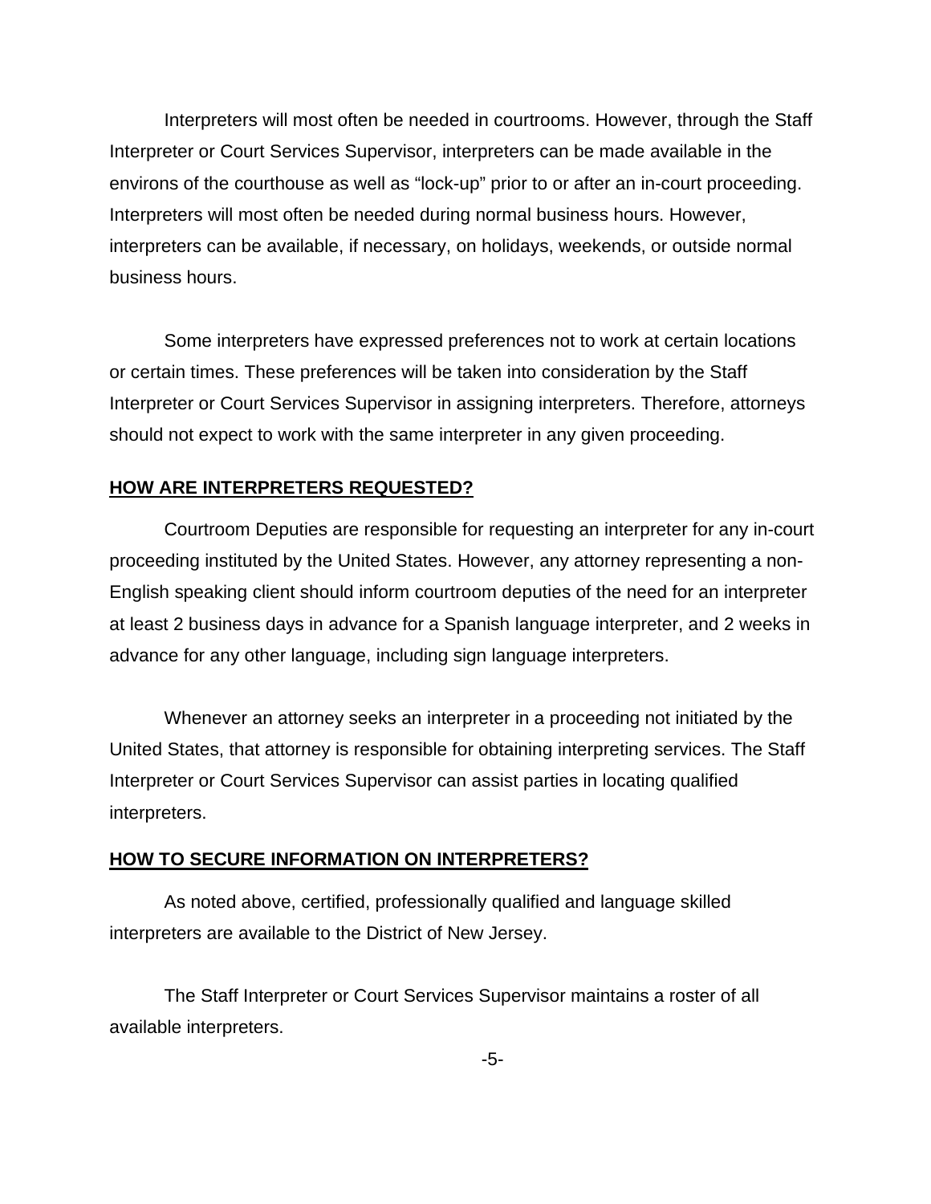Interpreters will most often be needed in courtrooms. However, through the Staff Interpreter or Court Services Supervisor, interpreters can be made available in the environs of the courthouse as well as “lock-up” prior to or after an in-court proceeding. Interpreters will most often be needed during normal business hours. However, interpreters can be available, if necessary, on holidays, weekends, or outside normal business hours.

Some interpreters have expressed preferences not to work at certain locations or certain times. These preferences will be taken into consideration by the Staff Interpreter or Court Services Supervisor in assigning interpreters. Therefore, attorneys should not expect to work with the same interpreter in any given proceeding.

## HOW ARE INTERPRETERS REQUESTED?

Courtroom Deputies are responsible for requesting an interpreter for any in-court proceeding instituted by the United States. However, any attorney representing a non-English speaking client should inform courtroom deputies of the need for an interpreter at least 2 business days in advance for a Spanish language interpreter, and 2 weeks in advance for any other language, including sign language interpreters.

Whenever an attorney seeks an interpreter in a proceeding not initiated by the United States, that attorney is responsible for obtaining interpreting services. The Staff Interpreter or Court Services Supervisor can assist parties in locating qualified interpreters.

## HOW TO SECURE INFORMATION ON INTERPRETERS?

As noted above, certified, professionally qualified and language skilled interpreters are available to the District of New Jersey.

The Staff Interpreter or Court Services Supervisor maintains a roster of all available interpreters.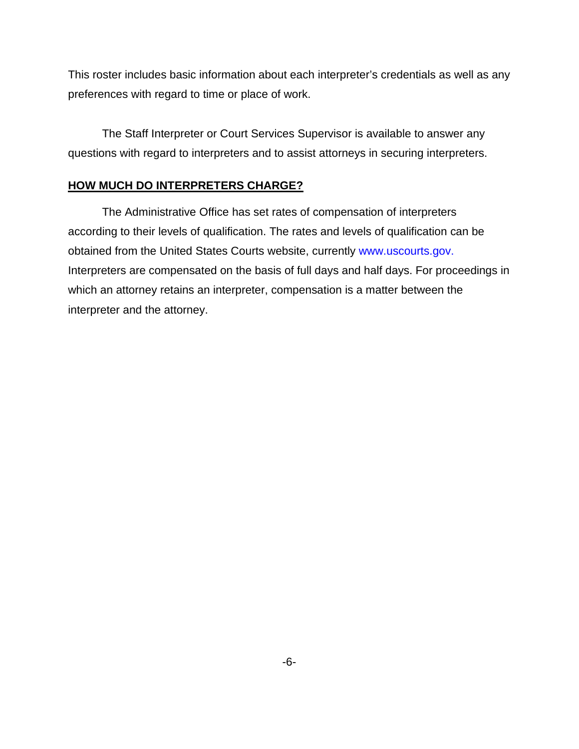This roster includes basic information about each interpreter's credentials as well as any preferences with regard to time or place of work.

The Staff Interpreter or Court Services Supervisor is available to answer any questions with regard to interpreters and to assist attorneys in securing interpreters.

## HOW MUCH DO INTERPRETERS CHARGE?

The Administrative Office has set rates of compensation of interpreters according to their levels of qualification. The rates and levels of qualification can be obtained from the United States Courts website, currently www.uscourts.gov. Interpreters are compensated on the basis of full days and half days. For proceedings in which an attorney retains an interpreter, compensation is a matter between the interpreter and the attorney.